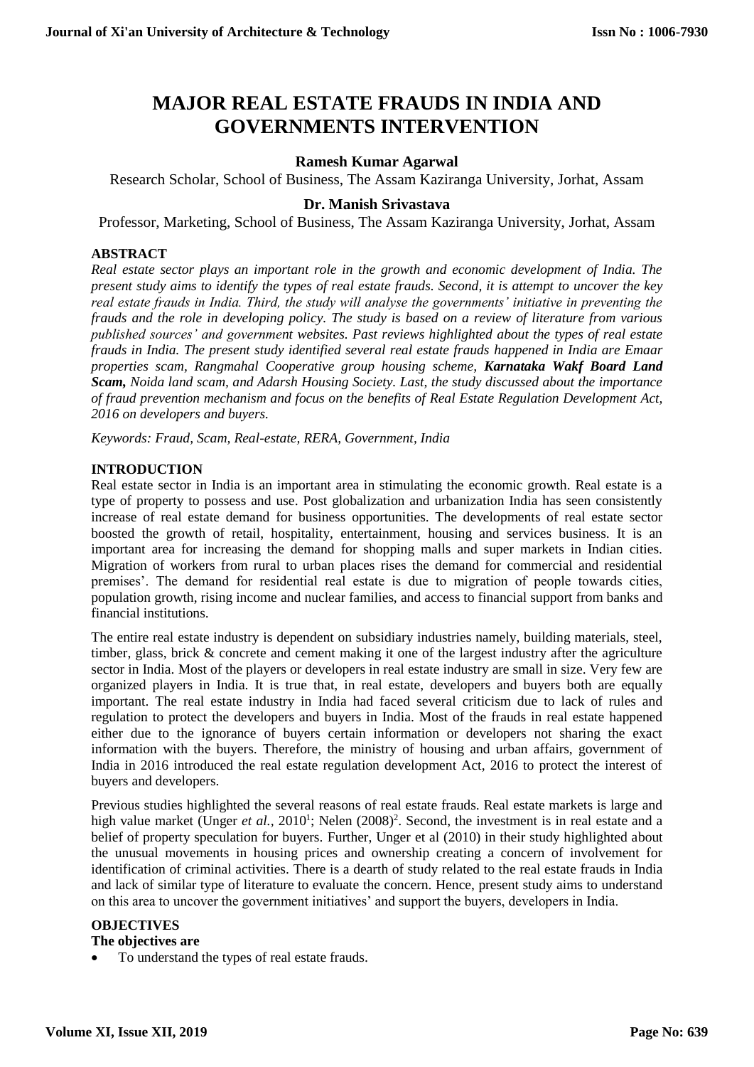# MAJOR REAL ESTATE FRAUDS IN INDIA AND GOVERNMENTS INTERVENTION

**Ramesh Kumar Agarwal**

Research Scholar, School of Business, The Assam Kaziranga University, Jorhat, Assam

**Dr. Manish Srivastava**

Professor, Marketing, School of Business, The Assam Kaziranga University, Jorhat, Assam

## ABSTRACT

*Real estate sector plays an important role in the growth and economic development of India. The present study aims to identify the types of real estate frauds. Second, it is attempt to uncover the key real estate frauds in India. Third, the study will analyse the governments' initiative in preventing the frauds and the role in developing policy. The study is based on a review of literature from various published sources' and government websites. Past reviews highlighted about the types of real estate frauds in India. The present study identified several real estate frauds happened in India are Emaar properties scam, Rangmahal Cooperative group housing scheme, **Karnataka Wakf Board Land Scam,** Noida land scam, and Adarsh Housing Society. Last, the study discussed about the importance of fraud prevention mechanism and focus on the benefits of Real Estate Regulation Development Act, 2016 on developers and buyers.*

*Keywords: Fraud, Scam, Real-estate, RERA, Government, India*

## INTRODUCTION

Real estate sector in India is an important area in stimulating the economic growth. Real estate is a type of property to possess and use. Post globalization and urbanization India has seen consistently increase of real estate demand for business opportunities. The developments of real estate sector boosted the growth of retail, hospitality, entertainment, housing and services business. It is an important area for increasing the demand for shopping malls and super markets in Indian cities. Migration of workers from rural to urban places rises the demand for commercial and residential premises'. The demand for residential real estate is due to migration of people towards cities, population growth, rising income and nuclear families, and access to financial support from banks and financial institutions.

The entire real estate industry is dependent on subsidiary industries namely, building materials, steel, timber, glass, brick & concrete and cement making it one of the largest industry after the agriculture sector in India. Most of the players or developers in real estate industry are small in size. Very few are organized players in India. It is true that, in real estate, developers and buyers both are equally important. The real estate industry in India had faced several criticism due to lack of rules and regulation to protect the developers and buyers in India. Most of the frauds in real estate happened either due to the ignorance of buyers certain information or developers not sharing the exact information with the buyers. Therefore, the ministry of housing and urban affairs, government of India in 2016 introduced the real estate regulation development Act, 2016 to protect the interest of buyers and developers.

Previous studies highlighted the several reasons of real estate frauds. Real estate markets is large and high value market (Unger *et al.*, 2010[1]; Nelen (2008)[2]. Second, the investment is in real estate and a belief of property speculation for buyers. Further, Unger et al (2010) in their study highlighted about the unusual movements in housing prices and ownership creating a concern of involvement for identification of criminal activities. There is a dearth of study related to the real estate frauds in India and lack of similar type of literature to evaluate the concern. Hence, present study aims to understand on this area to uncover the government initiatives' and support the buyers, developers in India.

## OBJECTIVES

**The objectives are**

- To understand the types of real estate frauds.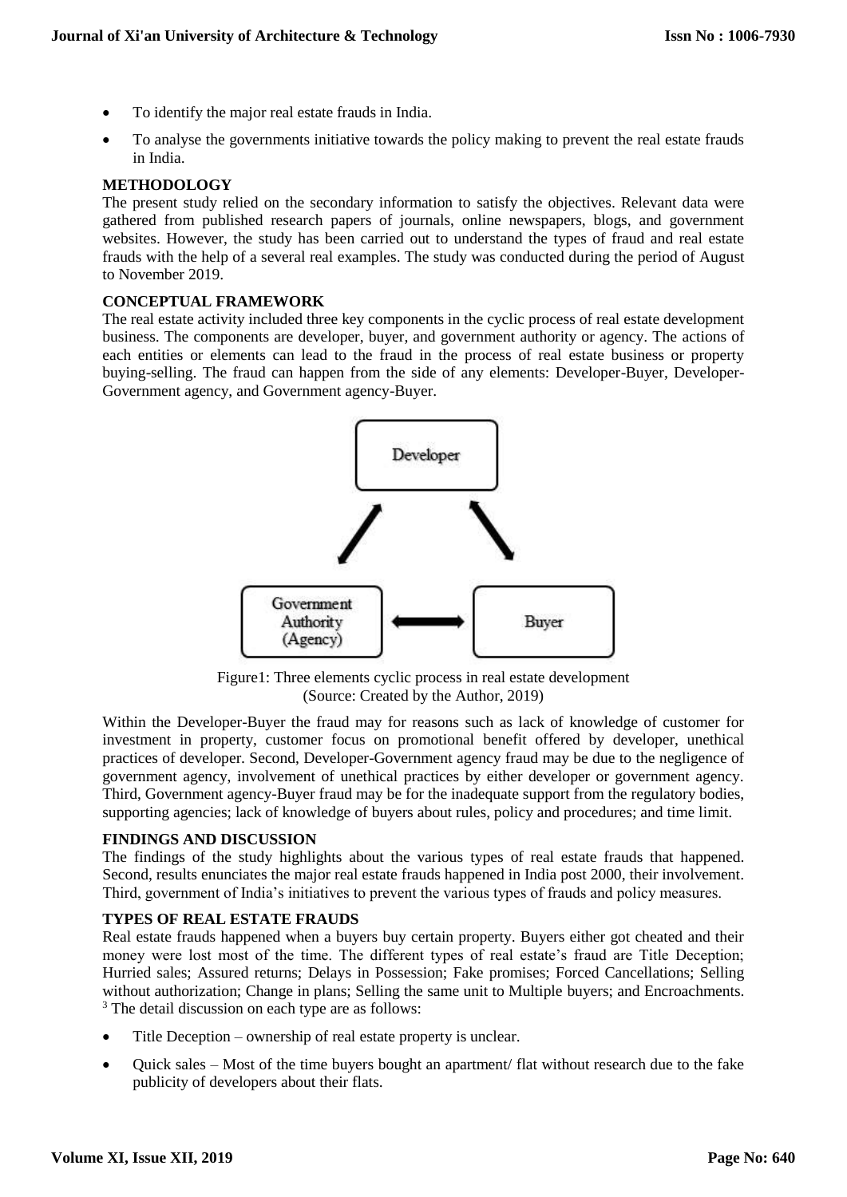- To identify the major real estate frauds in India.
- To analyse the governments initiative towards the policy making to prevent the real estate frauds in India.

## METHODOLOGY

The present study relied on the secondary information to satisfy the objectives. Relevant data were gathered from published research papers of journals, online newspapers, blogs, and government websites. However, the study has been carried out to understand the types of fraud and real estate frauds with the help of a several real examples. The study was conducted during the period of August to November 2019.

## CONCEPTUAL FRAMEWORK

The real estate activity included three key components in the cyclic process of real estate development business. The components are developer, buyer, and government authority or agency. The actions of each entities or elements can lead to the fraud in the process of real estate business or property buying-selling. The fraud can happen from the side of any elements: Developer-Buyer, Developer-Government agency, and Government agency-Buyer.

Figure1: Three elements cyclic process in real estate development
(Source: Created by the Author, 2019)

Within the Developer-Buyer the fraud may for reasons such as lack of knowledge of customer for investment in property, customer focus on promotional benefit offered by developer, unethical practices of developer. Second, Developer-Government agency fraud may be due to the negligence of government agency, involvement of unethical practices by either developer or government agency. Third, Government agency-Buyer fraud may be for the inadequate support from the regulatory bodies, supporting agencies; lack of knowledge of buyers about rules, policy and procedures; and time limit.

## FINDINGS AND DISCUSSION

The findings of the study highlights about the various types of real estate frauds that happened. Second, results enunciates the major real estate frauds happened in India post 2000, their involvement. Third, government of India's initiatives to prevent the various types of frauds and policy measures.

## TYPES OF REAL ESTATE FRAUDS

Real estate frauds happened when a buyers buy certain property. Buyers either got cheated and their money were lost most of the time. The different types of real estate's fraud are Title Deception; Hurried sales; Assured returns; Delays in Possession; Fake promises; Forced Cancellations; Selling without authorization; Change in plans; Selling the same unit to Multiple buyers; and Encroachments. [3] The detail discussion on each type are as follows:

- Title Deception – ownership of real estate property is unclear.
- Quick sales – Most of the time buyers bought an apartment/ flat without research due to the fake publicity of developers about their flats.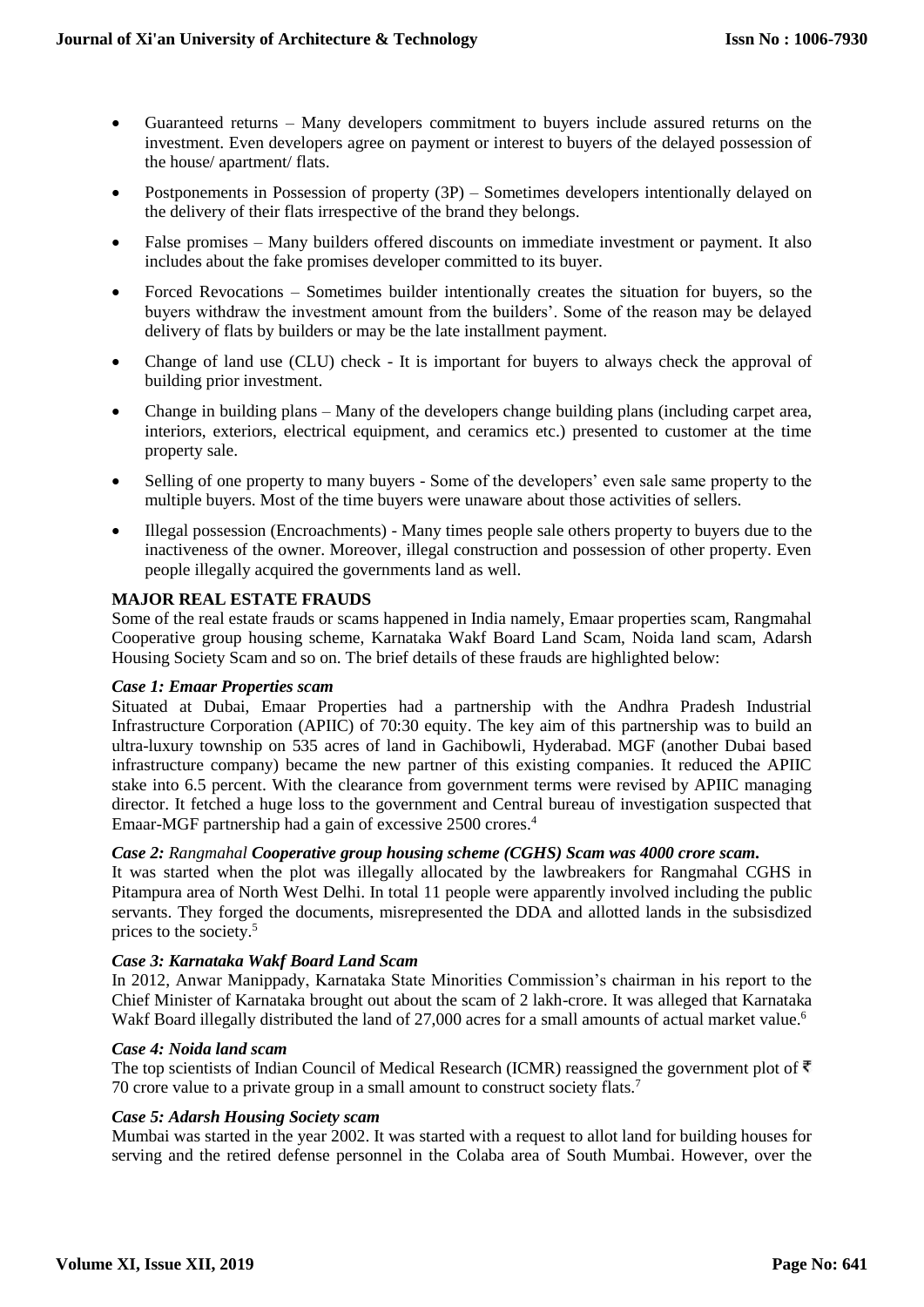- Guaranteed returns – Many developers commitment to buyers include assured returns on the investment. Even developers agree on payment or interest to buyers of the delayed possession of the house/ apartment/ flats.
- Postponements in Possession of property (3P) – Sometimes developers intentionally delayed on the delivery of their flats irrespective of the brand they belongs.
- False promises – Many builders offered discounts on immediate investment or payment. It also includes about the fake promises developer committed to its buyer.
- Forced Revocations – Sometimes builder intentionally creates the situation for buyers, so the buyers withdraw the investment amount from the builders'. Some of the reason may be delayed delivery of flats by builders or may be the late installment payment.
- Change of land use (CLU) check - It is important for buyers to always check the approval of building prior investment.
- Change in building plans – Many of the developers change building plans (including carpet area, interiors, exteriors, electrical equipment, and ceramics etc.) presented to customer at the time property sale.
- Selling of one property to many buyers - Some of the developers' even sale same property to the multiple buyers. Most of the time buyers were unaware about those activities of sellers.
- Illegal possession (Encroachments) - Many times people sale others property to buyers due to the inactiveness of the owner. Moreover, illegal construction and possession of other property. Even people illegally acquired the governments land as well.

**MAJOR REAL ESTATE FRAUDS**

Some of the real estate frauds or scams happened in India namely, Emaar properties scam, Rangmahal Cooperative group housing scheme, Karnataka Wakf Board Land Scam, Noida land scam, Adarsh Housing Society Scam and so on. The brief details of these frauds are highlighted below:

***Case 1: Emaar Properties scam***

Situated at Dubai, Emaar Properties had a partnership with the Andhra Pradesh Industrial Infrastructure Corporation (APIIC) of 70:30 equity. The key aim of this partnership was to build an ultra-luxury township on 535 acres of land in Gachibowli, Hyderabad. MGF (another Dubai based infrastructure company) became the new partner of this existing companies. It reduced the APIIC stake into 6.5 percent. With the clearance from government terms were revised by APIIC managing director. It fetched a huge loss to the government and Central bureau of investigation suspected that Emaar-MGF partnership had a gain of excessive 2500 crores.[4]

***Case 2:** *Rangmahal* **Cooperative group housing scheme (CGHS) Scam was 4000 crore scam.***

It was started when the plot was illegally allocated by the lawbreakers for Rangmahal CGHS in Pitampura area of North West Delhi. In total 11 people were apparently involved including the public servants. They forged the documents, misrepresented the DDA and allotted lands in the subsisdized prices to the society.[5]

***Case 3: Karnataka Wakf Board Land Scam***

In 2012, Anwar Manippady, Karnataka State Minorities Commission's chairman in his report to the Chief Minister of Karnataka brought out about the scam of 2 lakh-crore. It was alleged that Karnataka Wakf Board illegally distributed the land of 27,000 acres for a small amounts of actual market value.[6]

***Case 4: Noida land scam***

The top scientists of Indian Council of Medical Research (ICMR) reassigned the government plot of ₹ 70 crore value to a private group in a small amount to construct society flats.[7]

***Case 5: Adarsh Housing Society scam***

Mumbai was started in the year 2002. It was started with a request to allot land for building houses for serving and the retired defense personnel in the Colaba area of South Mumbai. However, over the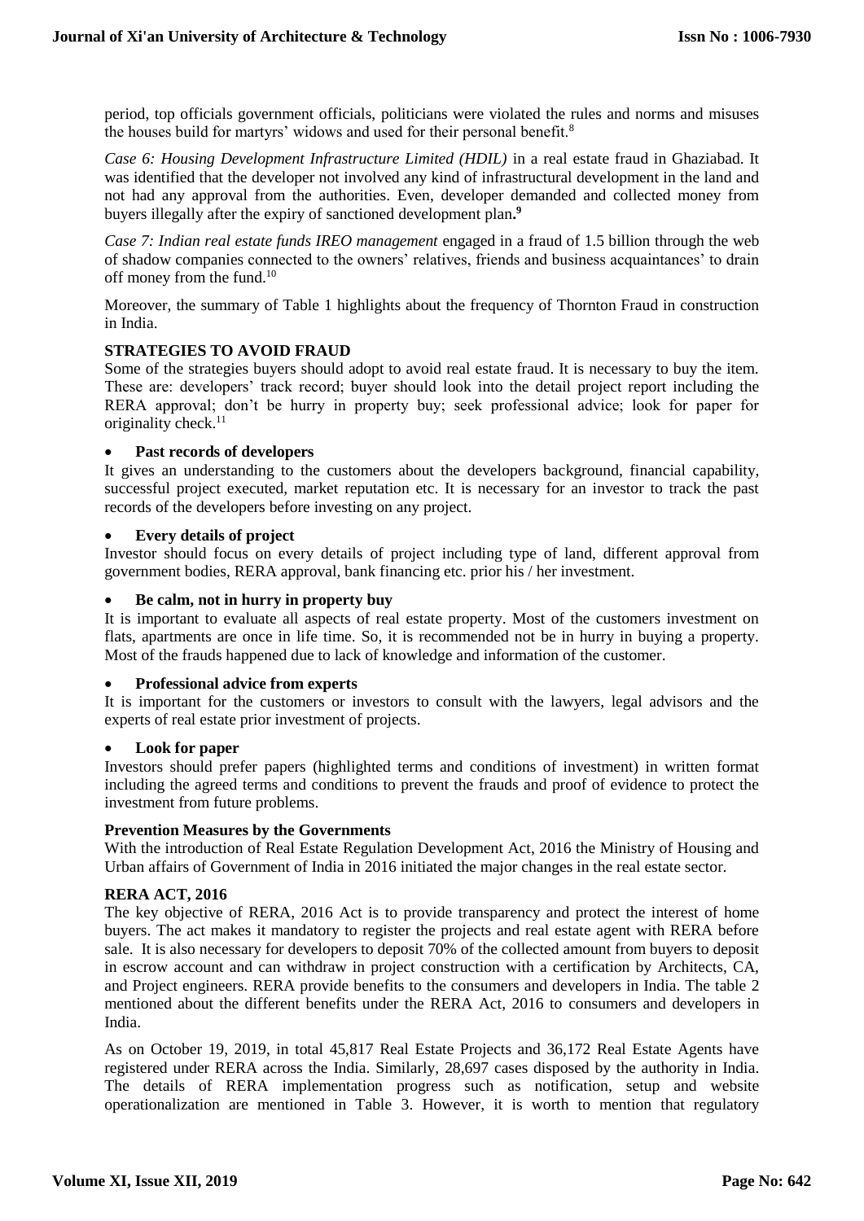period, top officials government officials, politicians were violated the rules and norms and misuses the houses build for martyrs' widows and used for their personal benefit.[8]

*Case 6: Housing Development Infrastructure Limited (HDIL)* in a real estate fraud in Ghaziabad. It was identified that the developer not involved any kind of infrastructural development in the land and not had any approval from the authorities. Even, developer demanded and collected money from buyers illegally after the expiry of sanctioned development plan**.**[9]

*Case 7: Indian real estate funds IREO management* engaged in a fraud of 1.5 billion through the web of shadow companies connected to the owners' relatives, friends and business acquaintances' to drain off money from the fund.[10]

Moreover, the summary of Table 1 highlights about the frequency of Thornton Fraud in construction in India.

## STRATEGIES TO AVOID FRAUD

Some of the strategies buyers should adopt to avoid real estate fraud. It is necessary to buy the item. These are: developers' track record; buyer should look into the detail project report including the RERA approval; don't be hurry in property buy; seek professional advice; look for paper for originality check.[11]

- **Past records of developers**

It gives an understanding to the customers about the developers background, financial capability, successful project executed, market reputation etc. It is necessary for an investor to track the past records of the developers before investing on any project.

- **Every details of project**

Investor should focus on every details of project including type of land, different approval from government bodies, RERA approval, bank financing etc. prior his / her investment.

- **Be calm, not in hurry in property buy**

It is important to evaluate all aspects of real estate property. Most of the customers investment on flats, apartments are once in life time. So, it is recommended not be in hurry in buying a property. Most of the frauds happened due to lack of knowledge and information of the customer.

- **Professional advice from experts**

It is important for the customers or investors to consult with the lawyers, legal advisors and the experts of real estate prior investment of projects.

- **Look for paper**

Investors should prefer papers (highlighted terms and conditions of investment) in written format including the agreed terms and conditions to prevent the frauds and proof of evidence to protect the investment from future problems.

### Prevention Measures by the Governments

With the introduction of Real Estate Regulation Development Act, 2016 the Ministry of Housing and Urban affairs of Government of India in 2016 initiated the major changes in the real estate sector.

### RERA ACT, 2016

The key objective of RERA, 2016 Act is to provide transparency and protect the interest of home buyers. The act makes it mandatory to register the projects and real estate agent with RERA before sale. It is also necessary for developers to deposit 70% of the collected amount from buyers to deposit in escrow account and can withdraw in project construction with a certification by Architects, CA, and Project engineers. RERA provide benefits to the consumers and developers in India. The table 2 mentioned about the different benefits under the RERA Act, 2016 to consumers and developers in India.

As on October 19, 2019, in total 45,817 Real Estate Projects and 36,172 Real Estate Agents have registered under RERA across the India. Similarly, 28,697 cases disposed by the authority in India. The details of RERA implementation progress such as notification, setup and website operationalization are mentioned in Table 3. However, it is worth to mention that regulatory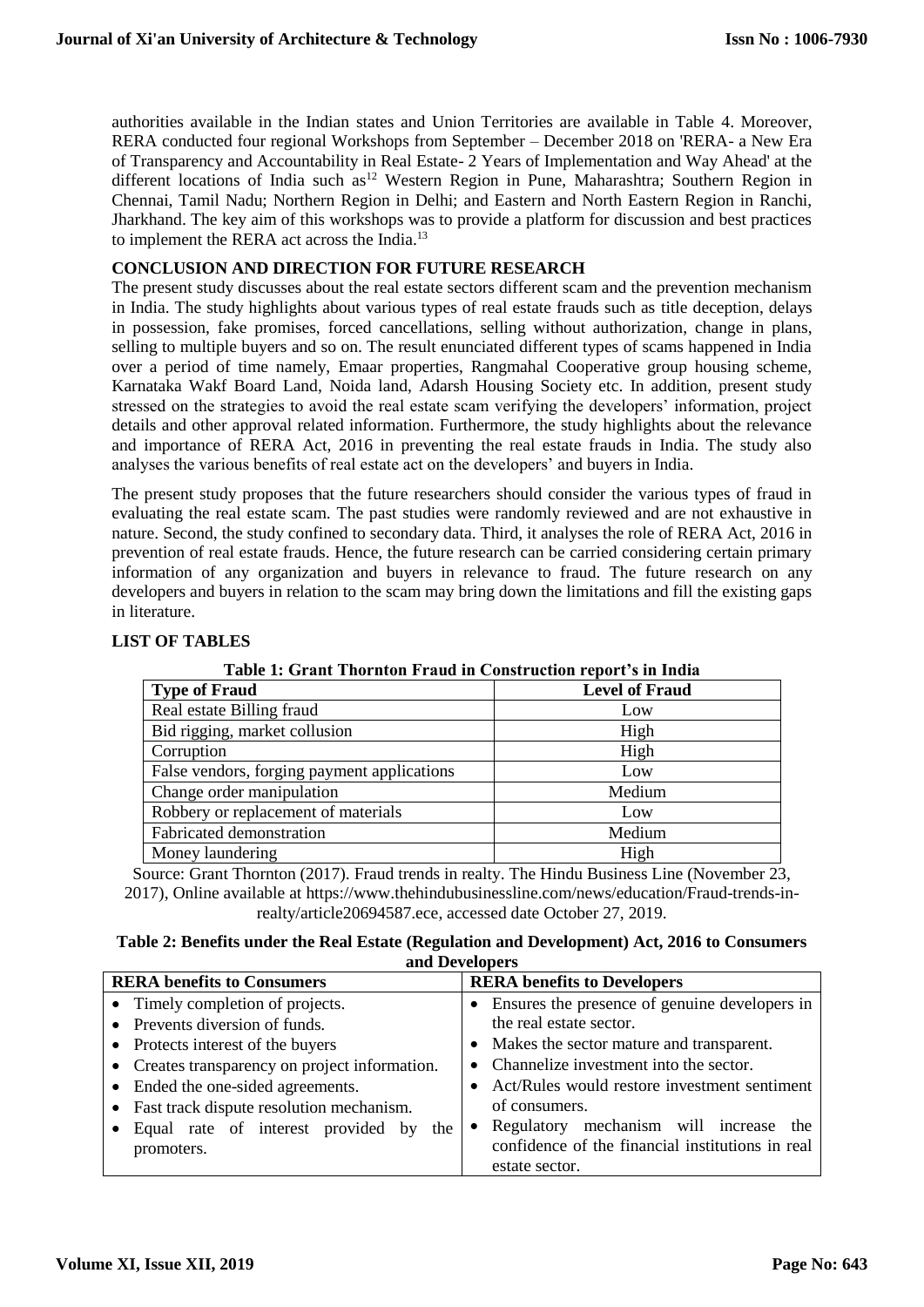authorities available in the Indian states and Union Territories are available in Table 4. Moreover, RERA conducted four regional Workshops from September – December 2018 on 'RERA- a New Era of Transparency and Accountability in Real Estate- 2 Years of Implementation and Way Ahead' at the different locations of India such as[12] Western Region in Pune, Maharashtra; Southern Region in Chennai, Tamil Nadu; Northern Region in Delhi; and Eastern and North Eastern Region in Ranchi, Jharkhand. The key aim of this workshops was to provide a platform for discussion and best practices to implement the RERA act across the India.[13]

## CONCLUSION AND DIRECTION FOR FUTURE RESEARCH

The present study discusses about the real estate sectors different scam and the prevention mechanism in India. The study highlights about various types of real estate frauds such as title deception, delays in possession, fake promises, forced cancellations, selling without authorization, change in plans, selling to multiple buyers and so on. The result enunciated different types of scams happened in India over a period of time namely, Emaar properties, Rangmahal Cooperative group housing scheme, Karnataka Wakf Board Land, Noida land, Adarsh Housing Society etc. In addition, present study stressed on the strategies to avoid the real estate scam verifying the developers' information, project details and other approval related information. Furthermore, the study highlights about the relevance and importance of RERA Act, 2016 in preventing the real estate frauds in India. The study also analyses the various benefits of real estate act on the developers' and buyers in India.

The present study proposes that the future researchers should consider the various types of fraud in evaluating the real estate scam. The past studies were randomly reviewed and are not exhaustive in nature. Second, the study confined to secondary data. Third, it analyses the role of RERA Act, 2016 in prevention of real estate frauds. Hence, the future research can be carried considering certain primary information of any organization and buyers in relevance to fraud. The future research on any developers and buyers in relation to the scam may bring down the limitations and fill the existing gaps in literature.

## LIST OF TABLES

**Table 1: Grant Thornton Fraud in Construction report's in India**

| Type of Fraud | Level of Fraud |
|---|---|
| Real estate Billing fraud | Low |
| Bid rigging, market collusion | High |
| Corruption | High |
| False vendors, forging payment applications | Low |
| Change order manipulation | Medium |
| Robbery or replacement of materials | Low |
| Fabricated demonstration | Medium |
| Money laundering | High |

Source: Grant Thornton (2017). Fraud trends in realty. The Hindu Business Line (November 23, 2017), Online available at https://www.thehindubusinessline.com/news/education/Fraud-trends-in-realty/article20694587.ece, accessed date October 27, 2019.

**Table 2: Benefits under the Real Estate (Regulation and Development) Act, 2016 to Consumers and Developers**

| RERA benefits to Consumers | RERA benefits to Developers |
|---|---|
| • Timely completion of projects.<br>• Prevents diversion of funds.<br>• Protects interest of the buyers<br>• Creates transparency on project information.<br>• Ended the one-sided agreements.<br>• Fast track dispute resolution mechanism.<br>• Equal rate of interest provided by the promoters. | • Ensures the presence of genuine developers in the real estate sector.<br>• Makes the sector mature and transparent.<br>• Channelize investment into the sector.<br>• Act/Rules would restore investment sentiment of consumers.<br>• Regulatory mechanism will increase the confidence of the financial institutions in real estate sector. |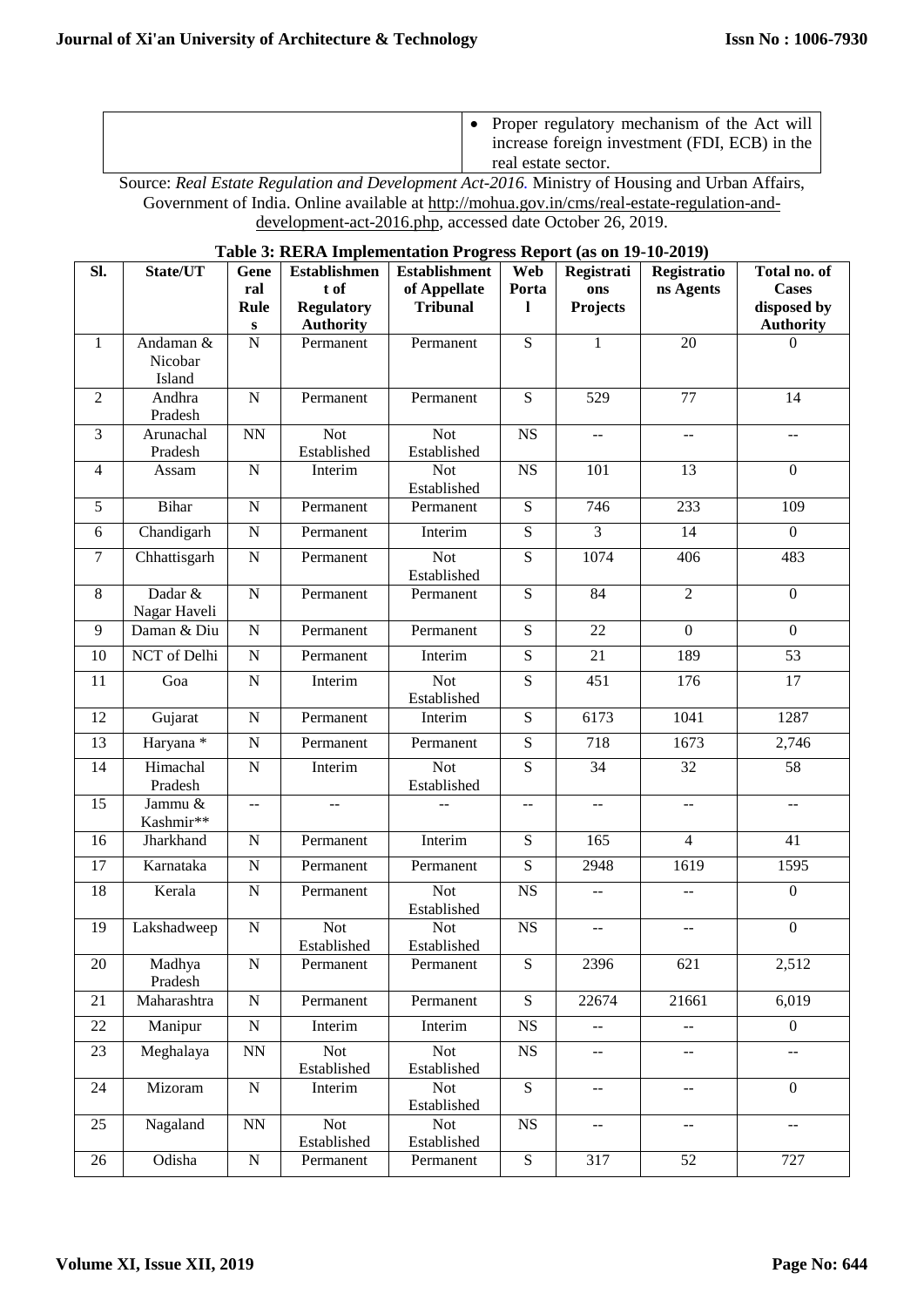| | • Proper regulatory mechanism of the Act will increase foreign investment (FDI, ECB) in the real estate sector. |
|---|---|

Source: *Real Estate Regulation and Development Act-2016.* Ministry of Housing and Urban Affairs, Government of India. Online available at http://mohua.gov.in/cms/real-estate-regulation-and-development-act-2016.php, accessed date October 26, 2019.

**Table 3: RERA Implementation Progress Report (as on 19-10-2019)**

| Sl. | State/UT | General Rules | Establishment of Regulatory Authority | Establishment of Appellate Tribunal | Web Portal | Registrations Projects | Registrations Agents | Total no. of Cases disposed by Authority |
|---|---|---|---|---|---|---|---|---|
| 1 | Andaman & Nicobar Island | N | Permanent | Permanent | S | 1 | 20 | 0 |
| 2 | Andhra Pradesh | N | Permanent | Permanent | S | 529 | 77 | 14 |
| 3 | Arunachal Pradesh | NN | Not Established | Not Established | NS | -- | -- | -- |
| 4 | Assam | N | Interim | Not Established | NS | 101 | 13 | 0 |
| 5 | Bihar | N | Permanent | Permanent | S | 746 | 233 | 109 |
| 6 | Chandigarh | N | Permanent | Interim | S | 3 | 14 | 0 |
| 7 | Chhattisgarh | N | Permanent | Not Established | S | 1074 | 406 | 483 |
| 8 | Dadar & Nagar Haveli | N | Permanent | Permanent | S | 84 | 2 | 0 |
| 9 | Daman & Diu | N | Permanent | Permanent | S | 22 | 0 | 0 |
| 10 | NCT of Delhi | N | Permanent | Interim | S | 21 | 189 | 53 |
| 11 | Goa | N | Interim | Not Established | S | 451 | 176 | 17 |
| 12 | Gujarat | N | Permanent | Interim | S | 6173 | 1041 | 1287 |
| 13 | Haryana * | N | Permanent | Permanent | S | 718 | 1673 | 2,746 |
| 14 | Himachal Pradesh | N | Interim | Not Established | S | 34 | 32 | 58 |
| 15 | Jammu & Kashmir** | -- | -- | -- | -- | -- | -- | -- |
| 16 | Jharkhand | N | Permanent | Interim | S | 165 | 4 | 41 |
| 17 | Karnataka | N | Permanent | Permanent | S | 2948 | 1619 | 1595 |
| 18 | Kerala | N | Permanent | Not Established | NS | -- | -- | 0 |
| 19 | Lakshadweep | N | Not Established | Not Established | NS | -- | -- | 0 |
| 20 | Madhya Pradesh | N | Permanent | Permanent | S | 2396 | 621 | 2,512 |
| 21 | Maharashtra | N | Permanent | Permanent | S | 22674 | 21661 | 6,019 |
| 22 | Manipur | N | Interim | Interim | NS | -- | -- | 0 |
| 23 | Meghalaya | NN | Not Established | Not Established | NS | -- | -- | -- |
| 24 | Mizoram | N | Interim | Not Established | S | -- | -- | 0 |
| 25 | Nagaland | NN | Not Established | Not Established | NS | -- | -- | -- |
| 26 | Odisha | N | Permanent | Permanent | S | 317 | 52 | 727 |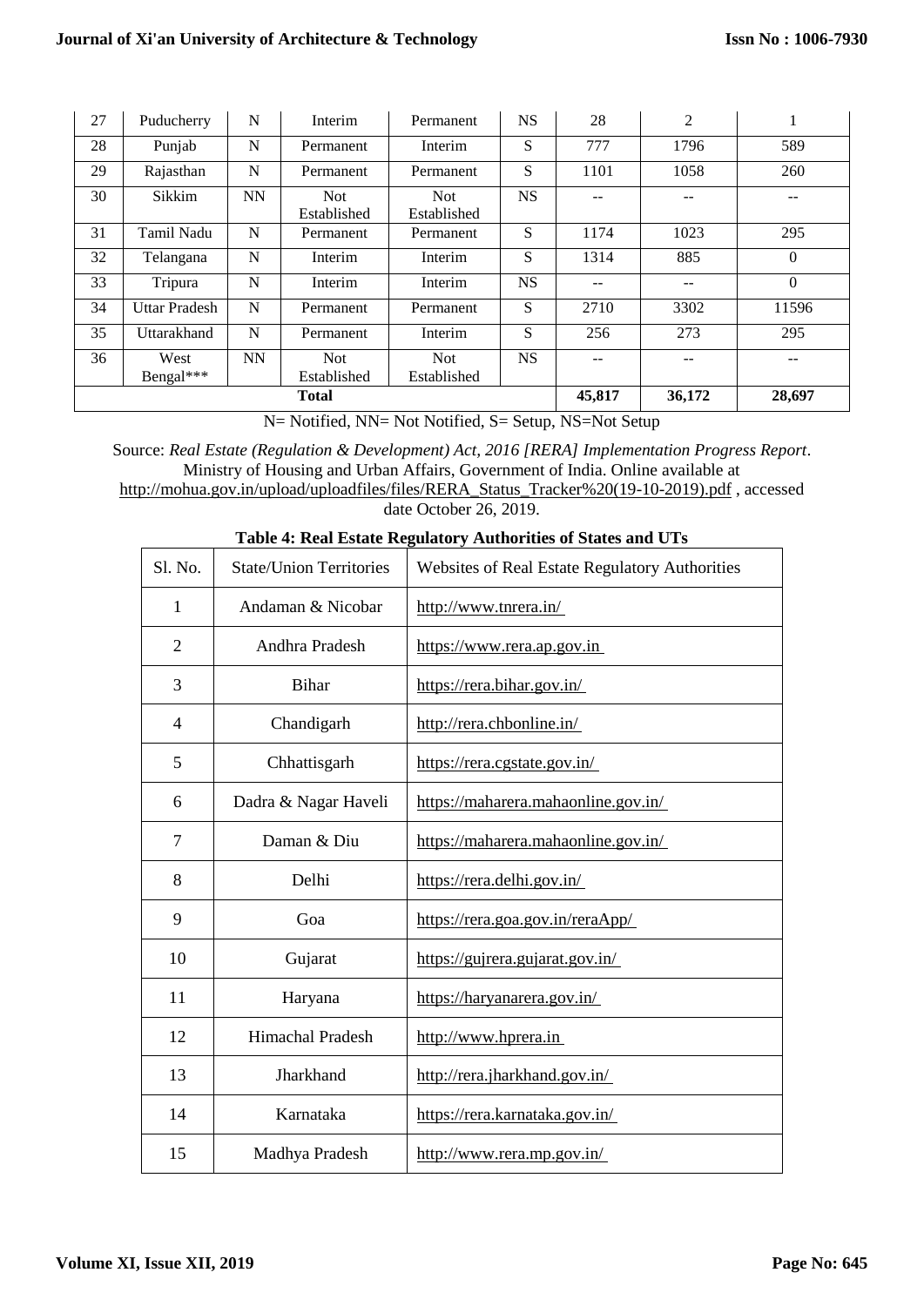| 27 | Puducherry | N | Interim | Permanent | NS | 28 | 2 | 1 |
|---|---|---|---|---|---|---|---|---|
| 28 | Punjab | N | Permanent | Interim | S | 777 | 1796 | 589 |
| 29 | Rajasthan | N | Permanent | Permanent | S | 1101 | 1058 | 260 |
| 30 | Sikkim | NN | Not Established | Not Established | NS | -- | -- | -- |
| 31 | Tamil Nadu | N | Permanent | Permanent | S | 1174 | 1023 | 295 |
| 32 | Telangana | N | Interim | Interim | S | 1314 | 885 | 0 |
| 33 | Tripura | N | Interim | Interim | NS | -- | -- | 0 |
| 34 | Uttar Pradesh | N | Permanent | Permanent | S | 2710 | 3302 | 11596 |
| 35 | Uttarakhand | N | Permanent | Interim | S | 256 | 273 | 295 |
| 36 | West Bengal*** | NN | Not Established | Not Established | NS | -- | -- | -- |
| **Total** | | | | | | **45,817** | **36,172** | **28,697** |

N= Notified, NN= Not Notified, S= Setup, NS=Not Setup

Source: *Real Estate (Regulation & Development) Act, 2016 [RERA] Implementation Progress Report*. Ministry of Housing and Urban Affairs, Government of India. Online available at http://mohua.gov.in/upload/uploadfiles/files/RERA_Status_Tracker%20(19-10-2019).pdf , accessed date October 26, 2019.

**Table 4: Real Estate Regulatory Authorities of States and UTs**

| Sl. No. | State/Union Territories | Websites of Real Estate Regulatory Authorities |
|---|---|---|
| 1 | Andaman & Nicobar | http://www.tnrera.in/ |
| 2 | Andhra Pradesh | https://www.rera.ap.gov.in |
| 3 | Bihar | https://rera.bihar.gov.in/ |
| 4 | Chandigarh | http://rera.chbonline.in/ |
| 5 | Chhattisgarh | https://rera.cgstate.gov.in/ |
| 6 | Dadra & Nagar Haveli | https://maharera.mahaonline.gov.in/ |
| 7 | Daman & Diu | https://maharera.mahaonline.gov.in/ |
| 8 | Delhi | https://rera.delhi.gov.in/ |
| 9 | Goa | https://rera.goa.gov.in/reraApp/ |
| 10 | Gujarat | https://gujrera.gujarat.gov.in/ |
| 11 | Haryana | https://haryanarera.gov.in/ |
| 12 | Himachal Pradesh | http://www.hprera.in |
| 13 | Jharkhand | http://rera.jharkhand.gov.in/ |
| 14 | Karnataka | https://rera.karnataka.gov.in/ |
| 15 | Madhya Pradesh | http://www.rera.mp.gov.in/ |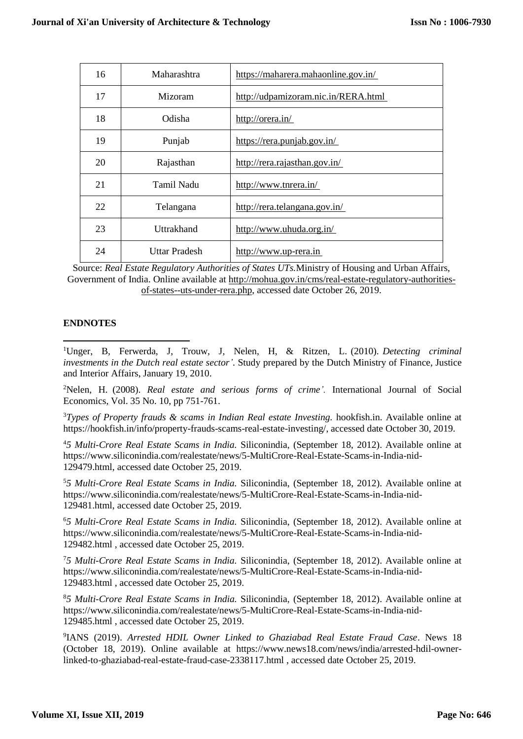| 16 | Maharashtra | https://maharera.mahaonline.gov.in/ |
|---|---|---|
| 17 | Mizoram | http://udpamizoram.nic.in/RERA.html |
| 18 | Odisha | http://orera.in/ |
| 19 | Punjab | https://rera.punjab.gov.in/ |
| 20 | Rajasthan | http://rera.rajasthan.gov.in/ |
| 21 | Tamil Nadu | http://www.tnrera.in/ |
| 22 | Telangana | http://rera.telangana.gov.in/ |
| 23 | Uttrakhand | http://www.uhuda.org.in/ |
| 24 | Uttar Pradesh | http://www.up-rera.in |

Source: *Real Estate Regulatory Authorities of States UTs.*Ministry of Housing and Urban Affairs, Government of India. Online available at http://mohua.gov.in/cms/real-estate-regulatory-authorities-of-states--uts-under-rera.php, accessed date October 26, 2019.

## ENDNOTES

[1]Unger, B, Ferwerda, J, Trouw, J, Nelen, H, & Ritzen, L. (2010). *Detecting criminal investments in the Dutch real estate sector'*. Study prepared by the Dutch Ministry of Finance, Justice and Interior Affairs, January 19, 2010.

[2]Nelen, H. (2008). *Real estate and serious forms of crime'.* International Journal of Social Economics, Vol. 35 No. 10, pp 751-761.

[3]*Types of Property frauds & scams in Indian Real estate Investing.* hookfish.in. Available online at https://hookfish.in/info/property-frauds-scams-real-estate-investing/, accessed date October 30, 2019.

[4]*5 Multi-Crore Real Estate Scams in India.* Siliconindia, (September 18, 2012). Available online at https://www.siliconindia.com/realestate/news/5-MultiCrore-Real-Estate-Scams-in-India-nid-129479.html, accessed date October 25, 2019.

[5]*5 Multi-Crore Real Estate Scams in India.* Siliconindia, (September 18, 2012). Available online at https://www.siliconindia.com/realestate/news/5-MultiCrore-Real-Estate-Scams-in-India-nid-129481.html, accessed date October 25, 2019.

[6]*5 Multi-Crore Real Estate Scams in India.* Siliconindia, (September 18, 2012). Available online at https://www.siliconindia.com/realestate/news/5-MultiCrore-Real-Estate-Scams-in-India-nid-129482.html , accessed date October 25, 2019.

[7]*5 Multi-Crore Real Estate Scams in India.* Siliconindia, (September 18, 2012). Available online at https://www.siliconindia.com/realestate/news/5-MultiCrore-Real-Estate-Scams-in-India-nid-129483.html , accessed date October 25, 2019.

[8]*5 Multi-Crore Real Estate Scams in India.* Siliconindia, (September 18, 2012). Available online at https://www.siliconindia.com/realestate/news/5-MultiCrore-Real-Estate-Scams-in-India-nid-129485.html , accessed date October 25, 2019.

[9]IANS (2019). *Arrested HDIL Owner Linked to Ghaziabad Real Estate Fraud Case*. News 18 (October 18, 2019). Online available at https://www.news18.com/news/india/arrested-hdil-owner-linked-to-ghaziabad-real-estate-fraud-case-2338117.html , accessed date October 25, 2019.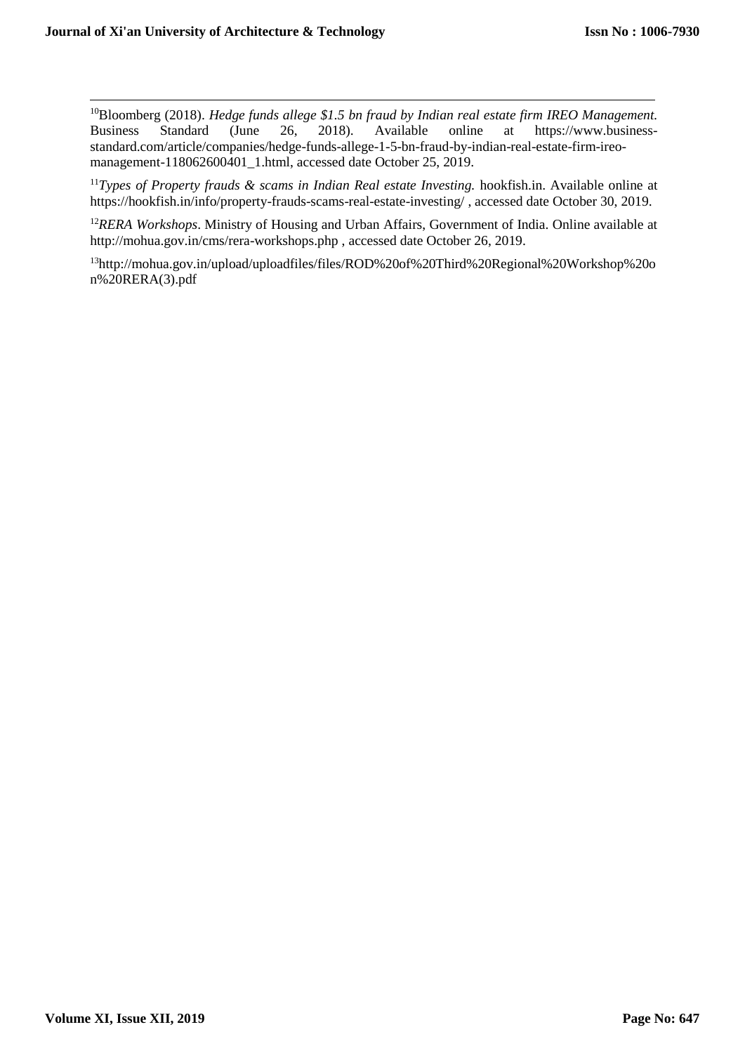[10]Bloomberg (2018). *Hedge funds allege $1.5 bn fraud by Indian real estate firm IREO Management.* Business Standard (June 26, 2018). Available online at https://www.business-standard.com/article/companies/hedge-funds-allege-1-5-bn-fraud-by-indian-real-estate-firm-ireo-management-118062600401_1.html, accessed date October 25, 2019.

[11]*Types of Property frauds & scams in Indian Real estate Investing.* hookfish.in. Available online at https://hookfish.in/info/property-frauds-scams-real-estate-investing/ , accessed date October 30, 2019.

[12]*RERA Workshops*. Ministry of Housing and Urban Affairs, Government of India. Online available at http://mohua.gov.in/cms/rera-workshops.php , accessed date October 26, 2019.

[13]http://mohua.gov.in/upload/uploadfiles/files/ROD%20of%20Third%20Regional%20Workshop%20on%20RERA(3).pdf